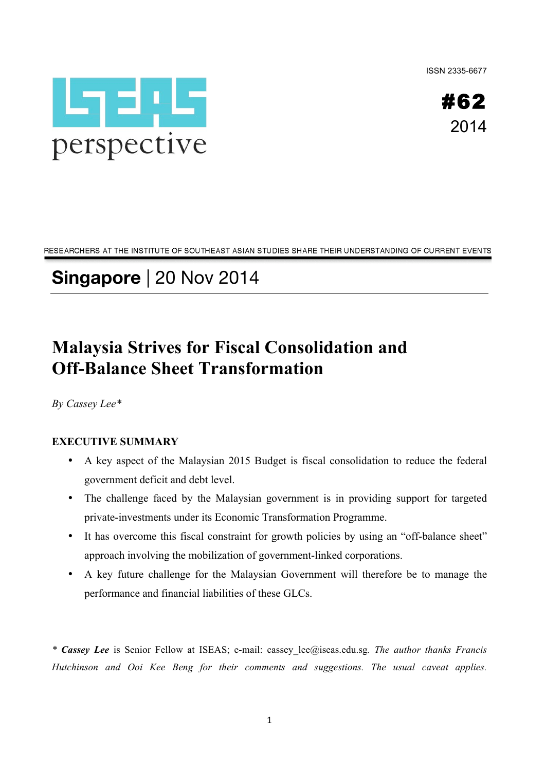ISSN 2335-6677

**#62**
2014

ISEAS perspective

RESEARCHERS AT THE INSTITUTE OF SOUTHEAST ASIAN STUDIES SHARE THEIR UNDERSTANDING OF CURRENT EVENTS

## **Singapore** | 20 Nov 2014

# Malaysia Strives for Fiscal Consolidation and Off-Balance Sheet Transformation

*By Cassey Lee**

### EXECUTIVE SUMMARY

- A key aspect of the Malaysian 2015 Budget is fiscal consolidation to reduce the federal government deficit and debt level.
- The challenge faced by the Malaysian government is in providing support for targeted private-investments under its Economic Transformation Programme.
- It has overcome this fiscal constraint for growth policies by using an "off-balance sheet" approach involving the mobilization of government-linked corporations.
- A key future challenge for the Malaysian Government will therefore be to manage the performance and financial liabilities of these GLCs.

\* ***Cassey Lee*** is Senior Fellow at ISEAS; e-mail: cassey_lee@iseas.edu.sg. *The author thanks Francis Hutchinson and Ooi Kee Beng for their comments and suggestions. The usual caveat applies.*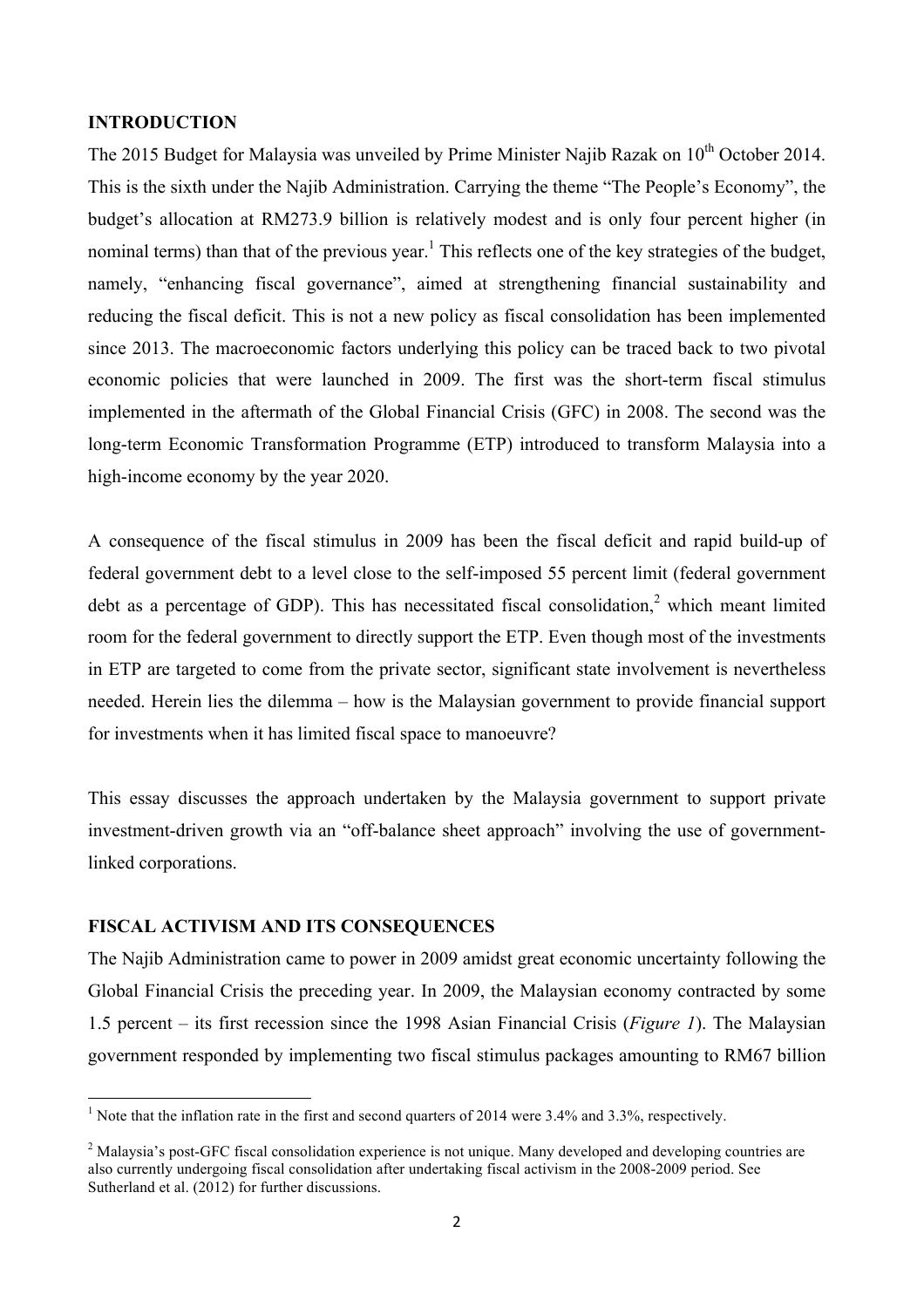## INTRODUCTION

The 2015 Budget for Malaysia was unveiled by Prime Minister Najib Razak on 10th October 2014. This is the sixth under the Najib Administration. Carrying the theme "The People's Economy", the budget's allocation at RM273.9 billion is relatively modest and is only four percent higher (in nominal terms) than that of the previous year.[1] This reflects one of the key strategies of the budget, namely, "enhancing fiscal governance", aimed at strengthening financial sustainability and reducing the fiscal deficit. This is not a new policy as fiscal consolidation has been implemented since 2013. The macroeconomic factors underlying this policy can be traced back to two pivotal economic policies that were launched in 2009. The first was the short-term fiscal stimulus implemented in the aftermath of the Global Financial Crisis (GFC) in 2008. The second was the long-term Economic Transformation Programme (ETP) introduced to transform Malaysia into a high-income economy by the year 2020.

A consequence of the fiscal stimulus in 2009 has been the fiscal deficit and rapid build-up of federal government debt to a level close to the self-imposed 55 percent limit (federal government debt as a percentage of GDP). This has necessitated fiscal consolidation,[2] which meant limited room for the federal government to directly support the ETP. Even though most of the investments in ETP are targeted to come from the private sector, significant state involvement is nevertheless needed. Herein lies the dilemma – how is the Malaysian government to provide financial support for investments when it has limited fiscal space to manoeuvre?

This essay discusses the approach undertaken by the Malaysia government to support private investment-driven growth via an "off-balance sheet approach" involving the use of government-linked corporations.

## FISCAL ACTIVISM AND ITS CONSEQUENCES

The Najib Administration came to power in 2009 amidst great economic uncertainty following the Global Financial Crisis the preceding year. In 2009, the Malaysian economy contracted by some 1.5 percent – its first recession since the 1998 Asian Financial Crisis (*Figure 1*). The Malaysian government responded by implementing two fiscal stimulus packages amounting to RM67 billion

---

[1] Note that the inflation rate in the first and second quarters of 2014 were 3.4% and 3.3%, respectively.

[2] Malaysia's post-GFC fiscal consolidation experience is not unique. Many developed and developing countries are also currently undergoing fiscal consolidation after undertaking fiscal activism in the 2008-2009 period. See Sutherland et al. (2012) for further discussions.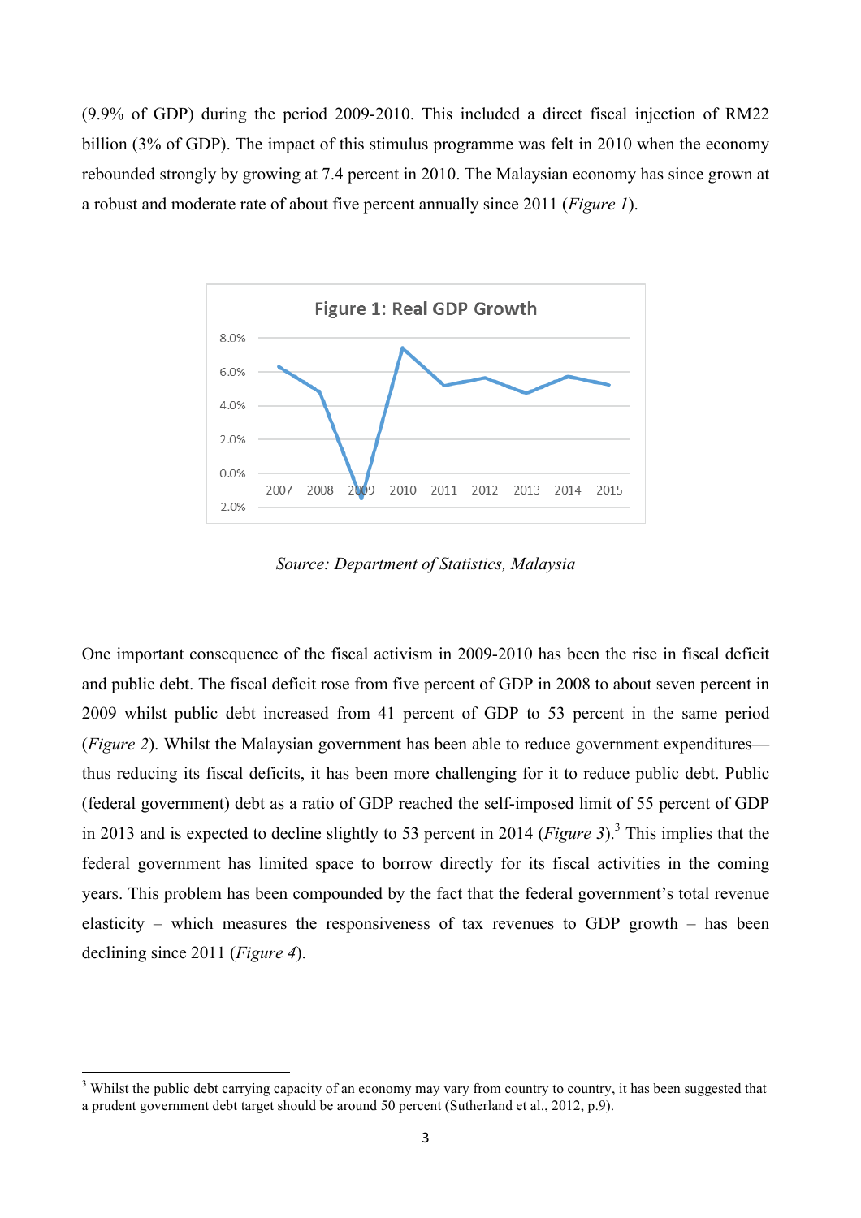(9.9% of GDP) during the period 2009-2010. This included a direct fiscal injection of RM22 billion (3% of GDP). The impact of this stimulus programme was felt in 2010 when the economy rebounded strongly by growing at 7.4 percent in 2010. The Malaysian economy has since grown at a robust and moderate rate of about five percent annually since 2011 (*Figure 1*).

**Figure 1: Real GDP Growth**

*Source: Department of Statistics, Malaysia*

One important consequence of the fiscal activism in 2009-2010 has been the rise in fiscal deficit and public debt. The fiscal deficit rose from five percent of GDP in 2008 to about seven percent in 2009 whilst public debt increased from 41 percent of GDP to 53 percent in the same period (*Figure 2*). Whilst the Malaysian government has been able to reduce government expenditures—thus reducing its fiscal deficits, it has been more challenging for it to reduce public debt. Public (federal government) debt as a ratio of GDP reached the self-imposed limit of 55 percent of GDP in 2013 and is expected to decline slightly to 53 percent in 2014 (*Figure 3*).[3] This implies that the federal government has limited space to borrow directly for its fiscal activities in the coming years. This problem has been compounded by the fact that the federal government's total revenue elasticity – which measures the responsiveness of tax revenues to GDP growth – has been declining since 2011 (*Figure 4*).

---

[3] Whilst the public debt carrying capacity of an economy may vary from country to country, it has been suggested that a prudent government debt target should be around 50 percent (Sutherland et al., 2012, p.9).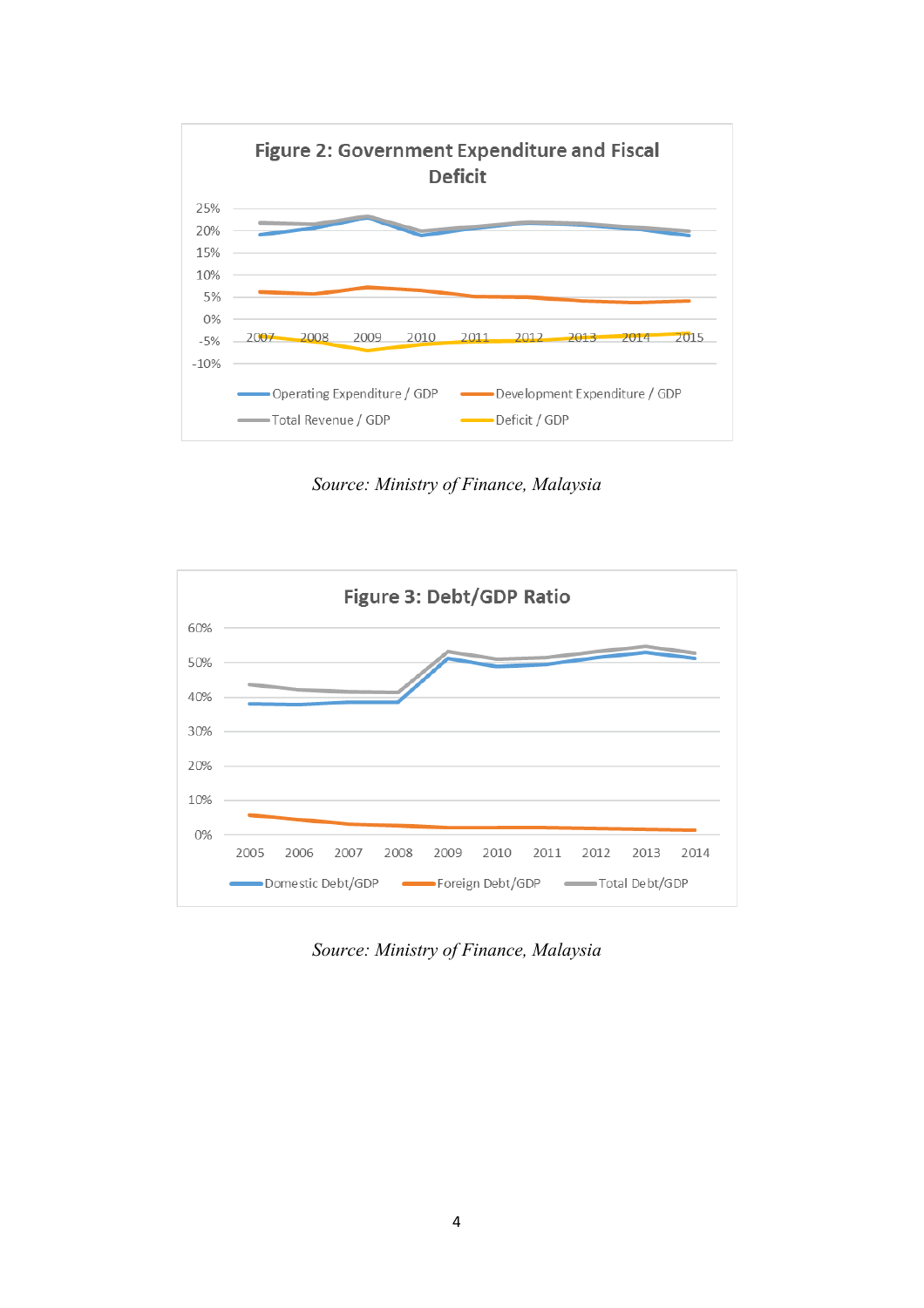**Figure 2: Government Expenditure and Fiscal Deficit**

Source: *Ministry of Finance, Malaysia*

**Figure 3: Debt/GDP Ratio**

Source: *Ministry of Finance, Malaysia*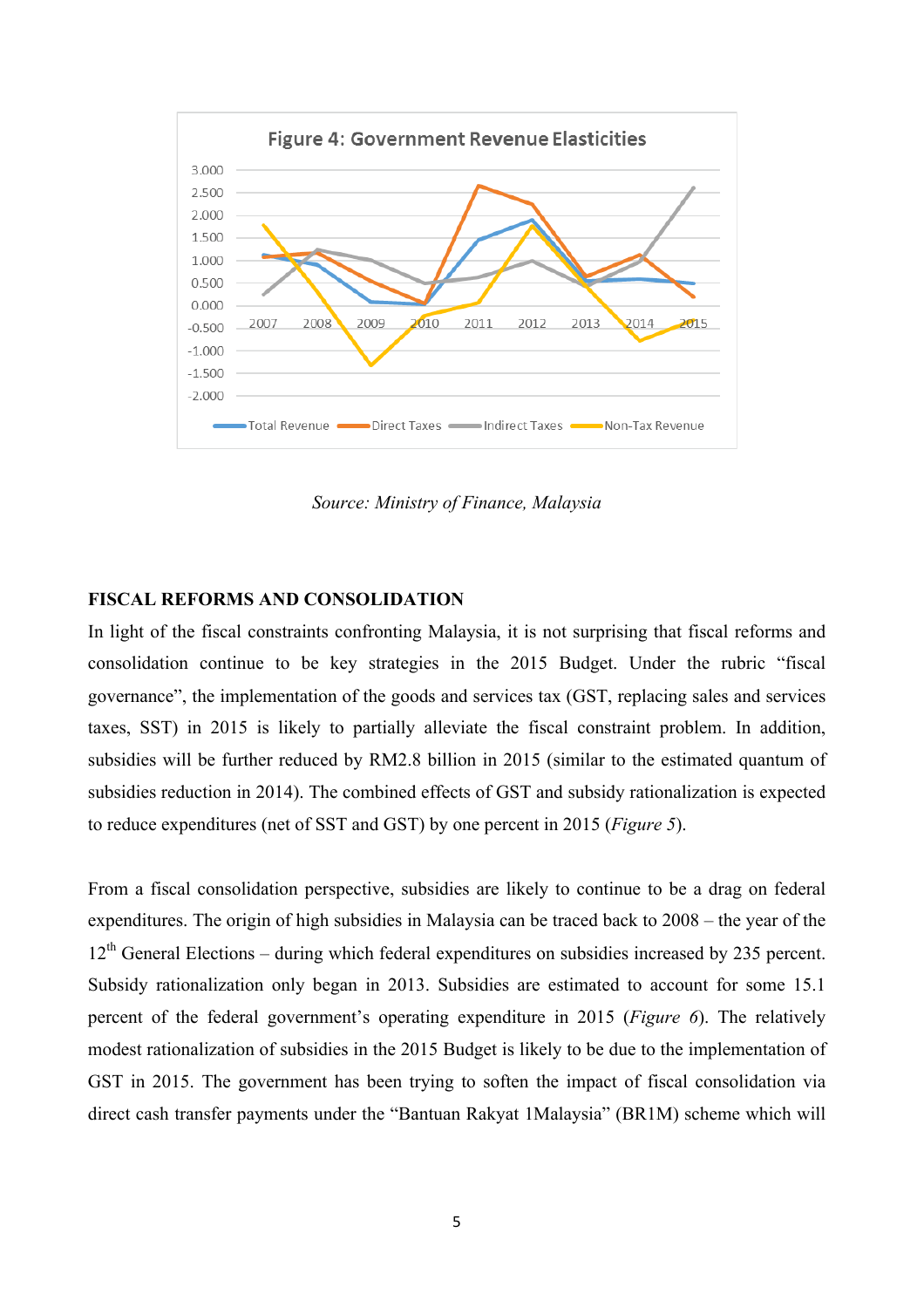Figure 4: Government Revenue Elasticities

Source: Ministry of Finance, Malaysia

## FISCAL REFORMS AND CONSOLIDATION

In light of the fiscal constraints confronting Malaysia, it is not surprising that fiscal reforms and consolidation continue to be key strategies in the 2015 Budget. Under the rubric "fiscal governance", the implementation of the goods and services tax (GST, replacing sales and services taxes, SST) in 2015 is likely to partially alleviate the fiscal constraint problem. In addition, subsidies will be further reduced by RM2.8 billion in 2015 (similar to the estimated quantum of subsidies reduction in 2014). The combined effects of GST and subsidy rationalization is expected to reduce expenditures (net of SST and GST) by one percent in 2015 (*Figure 5*).

From a fiscal consolidation perspective, subsidies are likely to continue to be a drag on federal expenditures. The origin of high subsidies in Malaysia can be traced back to 2008 – the year of the 12th General Elections – during which federal expenditures on subsidies increased by 235 percent. Subsidy rationalization only began in 2013. Subsidies are estimated to account for some 15.1 percent of the federal government's operating expenditure in 2015 (*Figure 6*). The relatively modest rationalization of subsidies in the 2015 Budget is likely to be due to the implementation of GST in 2015. The government has been trying to soften the impact of fiscal consolidation via direct cash transfer payments under the "Bantuan Rakyat 1Malaysia" (BR1M) scheme which will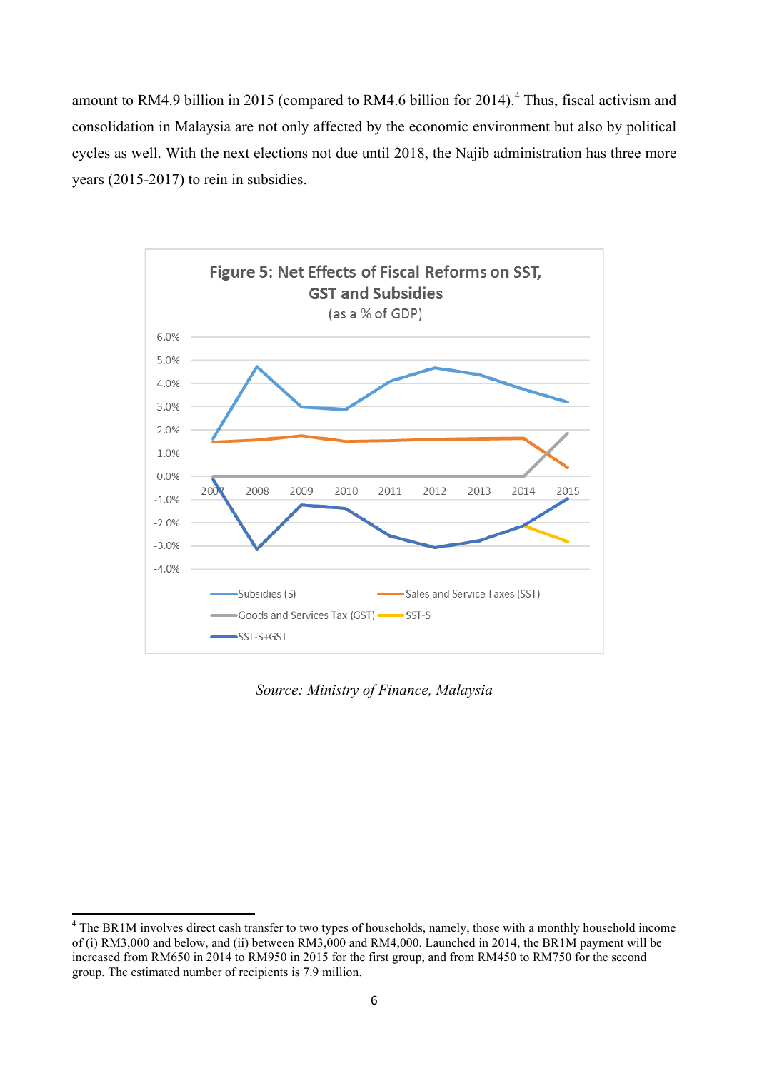amount to RM4.9 billion in 2015 (compared to RM4.6 billion for 2014).[4] Thus, fiscal activism and consolidation in Malaysia are not only affected by the economic environment but also by political cycles as well. With the next elections not due until 2018, the Najib administration has three more years (2015-2017) to rein in subsidies.

**Figure 5: Net Effects of Fiscal Reforms on SST, GST and Subsidies**
(as a % of GDP)

*Source: Ministry of Finance, Malaysia*

---

[4] The BR1M involves direct cash transfer to two types of households, namely, those with a monthly household income of (i) RM3,000 and below, and (ii) between RM3,000 and RM4,000. Launched in 2014, the BR1M payment will be increased from RM650 in 2014 to RM950 in 2015 for the first group, and from RM450 to RM750 for the second group. The estimated number of recipients is 7.9 million.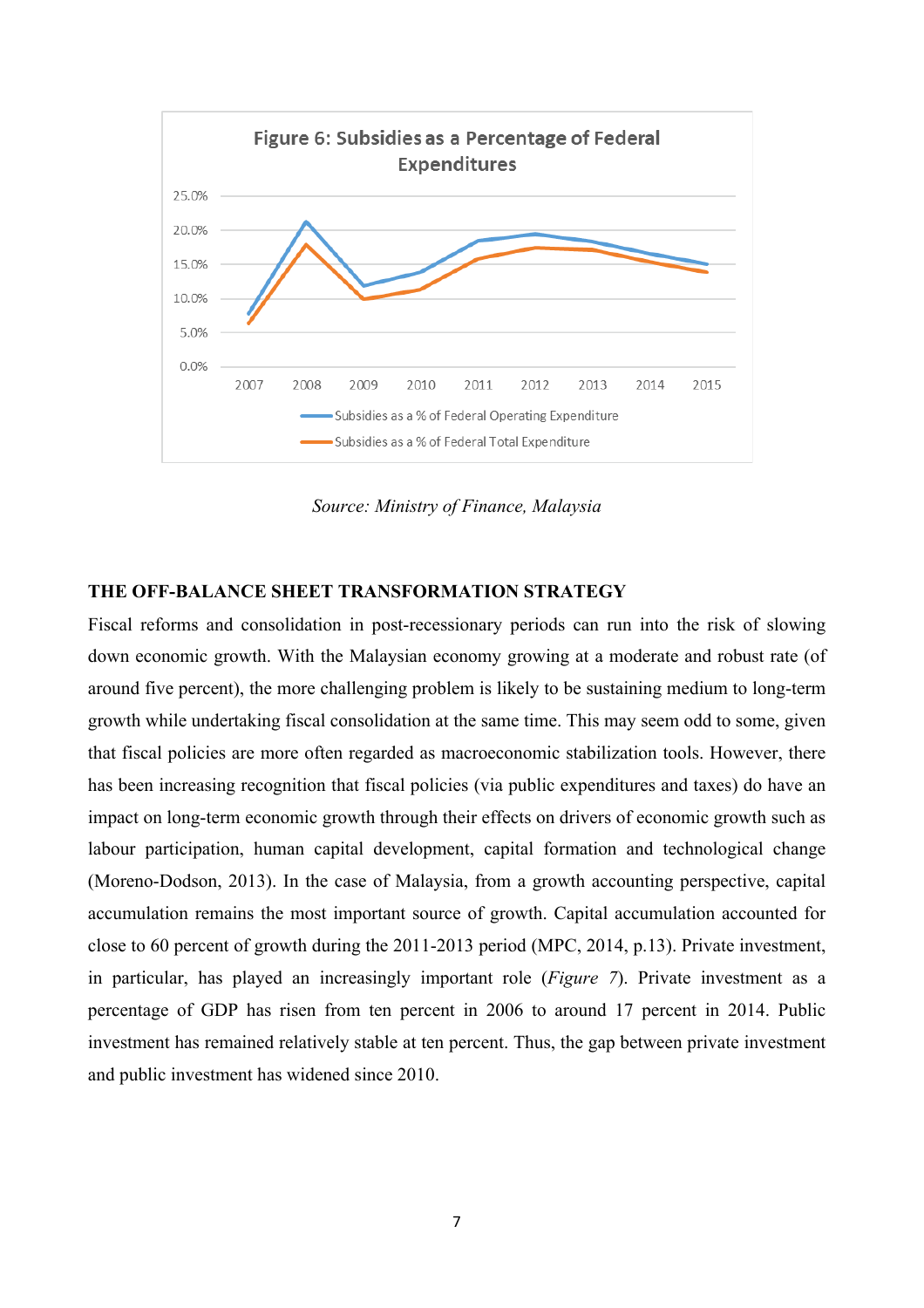**Figure 6: Subsidies as a Percentage of Federal Expenditures**

*Source: Ministry of Finance, Malaysia*

## THE OFF-BALANCE SHEET TRANSFORMATION STRATEGY

Fiscal reforms and consolidation in post-recessionary periods can run into the risk of slowing down economic growth. With the Malaysian economy growing at a moderate and robust rate (of around five percent), the more challenging problem is likely to be sustaining medium to long-term growth while undertaking fiscal consolidation at the same time. This may seem odd to some, given that fiscal policies are more often regarded as macroeconomic stabilization tools. However, there has been increasing recognition that fiscal policies (via public expenditures and taxes) do have an impact on long-term economic growth through their effects on drivers of economic growth such as labour participation, human capital development, capital formation and technological change (Moreno-Dodson, 2013). In the case of Malaysia, from a growth accounting perspective, capital accumulation remains the most important source of growth. Capital accumulation accounted for close to 60 percent of growth during the 2011-2013 period (MPC, 2014, p.13). Private investment, in particular, has played an increasingly important role (*Figure 7*). Private investment as a percentage of GDP has risen from ten percent in 2006 to around 17 percent in 2014. Public investment has remained relatively stable at ten percent. Thus, the gap between private investment and public investment has widened since 2010.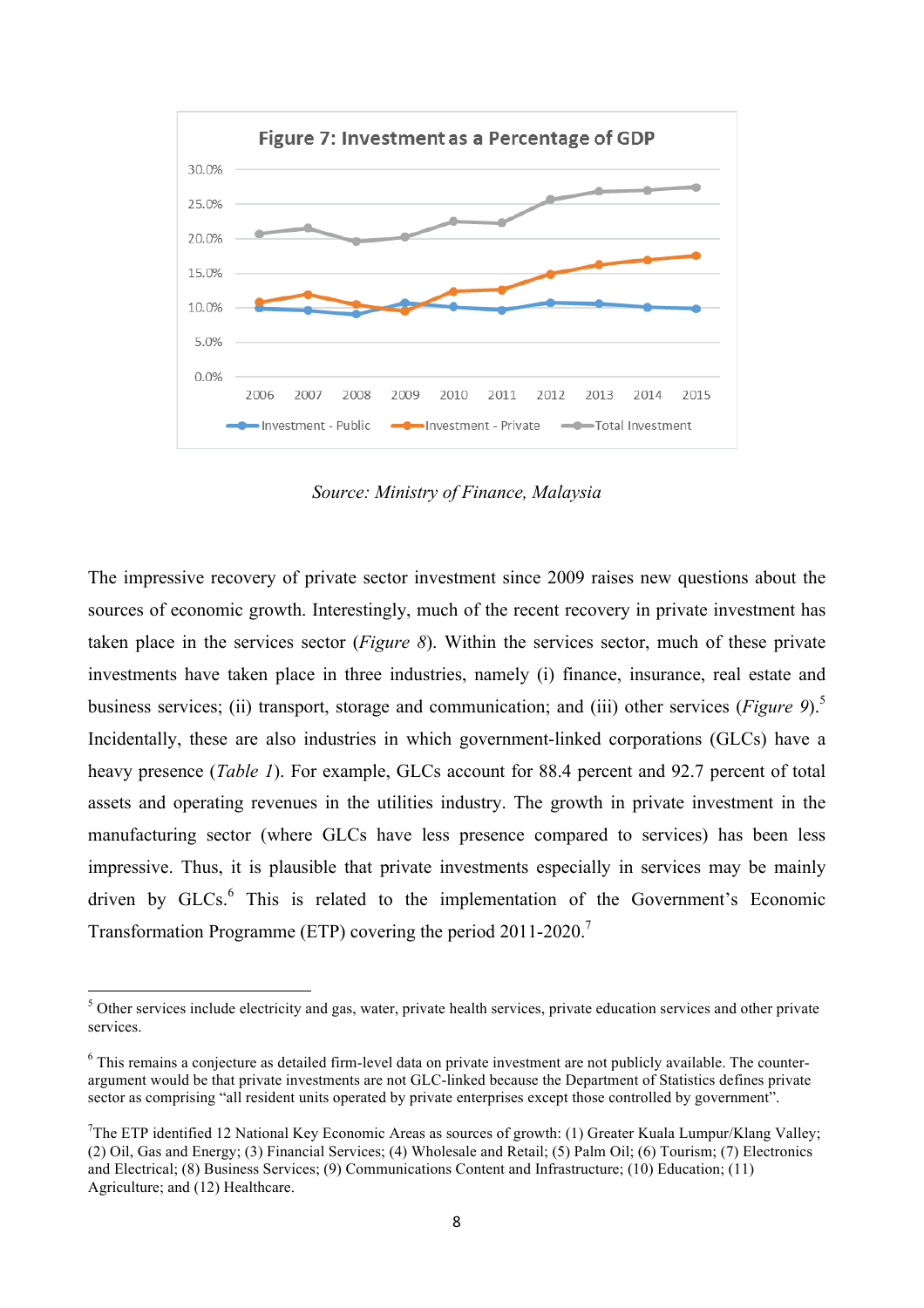Figure 7: Investment as a Percentage of GDP

*Source: Ministry of Finance, Malaysia*

The impressive recovery of private sector investment since 2009 raises new questions about the sources of economic growth. Interestingly, much of the recent recovery in private investment has taken place in the services sector (*Figure 8*). Within the services sector, much of these private investments have taken place in three industries, namely (i) finance, insurance, real estate and business services; (ii) transport, storage and communication; and (iii) other services (*Figure 9*).[5] Incidentally, these are also industries in which government-linked corporations (GLCs) have a heavy presence (*Table 1*). For example, GLCs account for 88.4 percent and 92.7 percent of total assets and operating revenues in the utilities industry. The growth in private investment in the manufacturing sector (where GLCs have less presence compared to services) has been less impressive. Thus, it is plausible that private investments especially in services may be mainly driven by GLCs.[6] This is related to the implementation of the Government's Economic Transformation Programme (ETP) covering the period 2011-2020.[7]

---

[5] Other services include electricity and gas, water, private health services, private education services and other private services.

[6] This remains a conjecture as detailed firm-level data on private investment are not publicly available. The counter-argument would be that private investments are not GLC-linked because the Department of Statistics defines private sector as comprising "all resident units operated by private enterprises except those controlled by government".

[7] The ETP identified 12 National Key Economic Areas as sources of growth: (1) Greater Kuala Lumpur/Klang Valley; (2) Oil, Gas and Energy; (3) Financial Services; (4) Wholesale and Retail; (5) Palm Oil; (6) Tourism; (7) Electronics and Electrical; (8) Business Services; (9) Communications Content and Infrastructure; (10) Education; (11) Agriculture; and (12) Healthcare.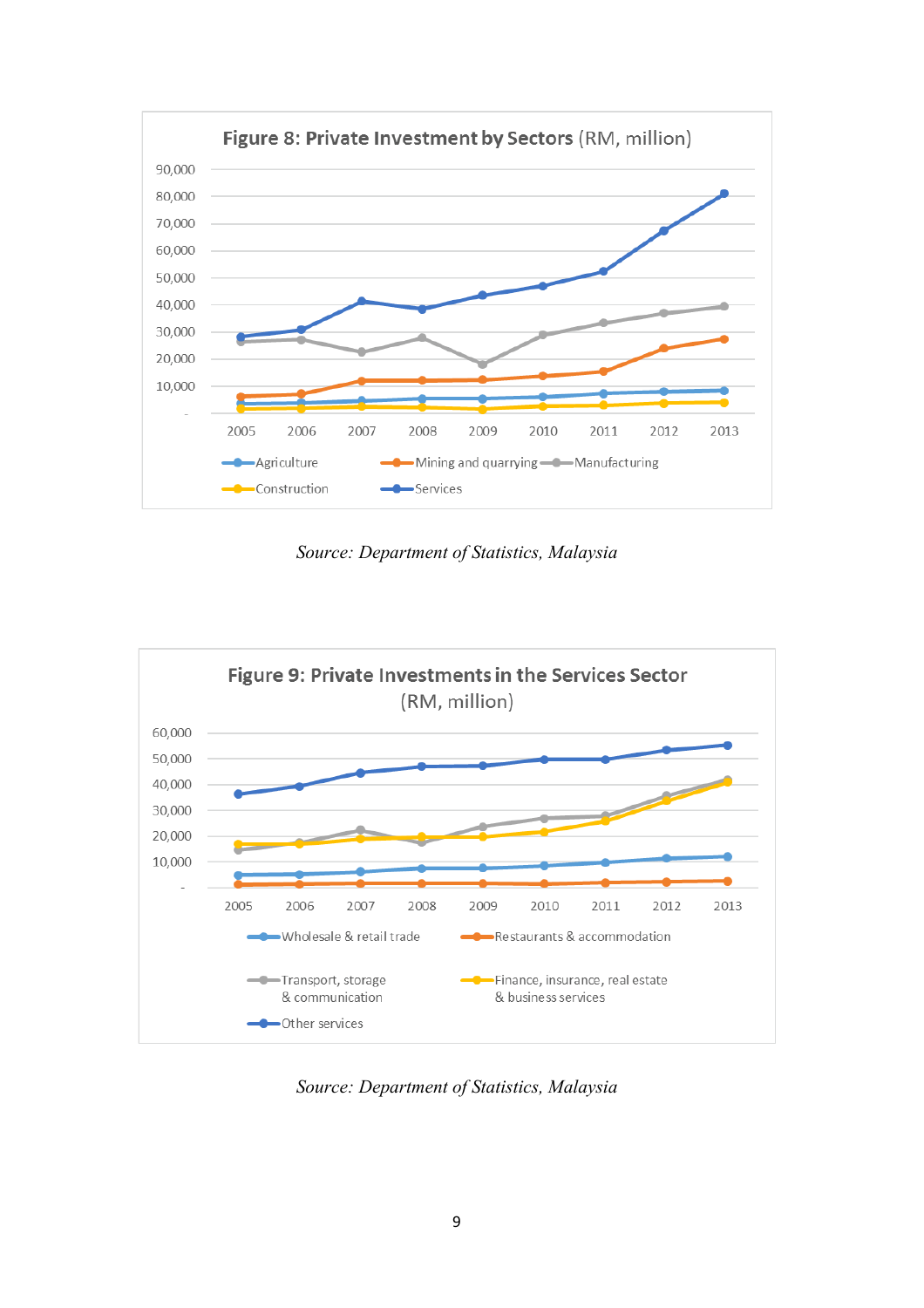**Figure 8: Private Investment by Sectors** (RM, million)

*Source: Department of Statistics, Malaysia*

**Figure 9: Private Investments in the Services Sector** (RM, million)

*Source: Department of Statistics, Malaysia*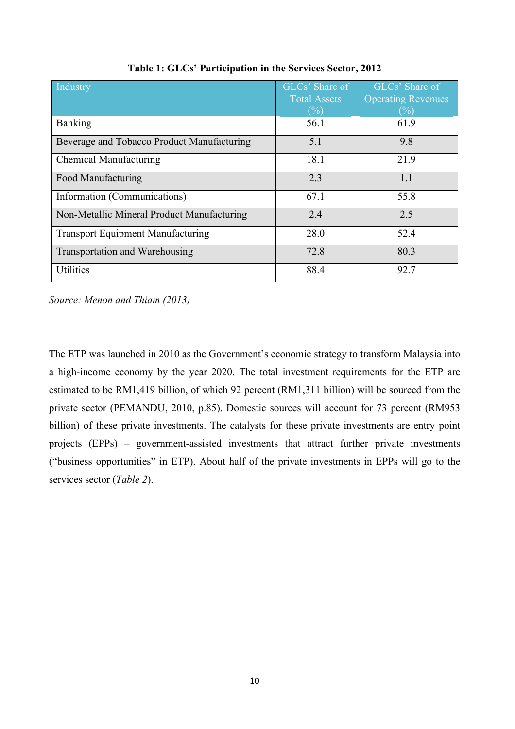**Table 1: GLCs' Participation in the Services Sector, 2012**

| Industry | GLCs' Share of Total Assets (%) | GLCs' Share of Operating Revenues (%) |
|---|---|---|
| Banking | 56.1 | 61.9 |
| Beverage and Tobacco Product Manufacturing | 5.1 | 9.8 |
| Chemical Manufacturing | 18.1 | 21.9 |
| Food Manufacturing | 2.3 | 1.1 |
| Information (Communications) | 67.1 | 55.8 |
| Non-Metallic Mineral Product Manufacturing | 2.4 | 2.5 |
| Transport Equipment Manufacturing | 28.0 | 52.4 |
| Transportation and Warehousing | 72.8 | 80.3 |
| Utilities | 88.4 | 92.7 |

*Source: Menon and Thiam (2013)*

The ETP was launched in 2010 as the Government's economic strategy to transform Malaysia into a high-income economy by the year 2020. The total investment requirements for the ETP are estimated to be RM1,419 billion, of which 92 percent (RM1,311 billion) will be sourced from the private sector (PEMANDU, 2010, p.85). Domestic sources will account for 73 percent (RM953 billion) of these private investments. The catalysts for these private investments are entry point projects (EPPs) – government-assisted investments that attract further private investments ("business opportunities" in ETP). About half of the private investments in EPPs will go to the services sector (*Table 2*).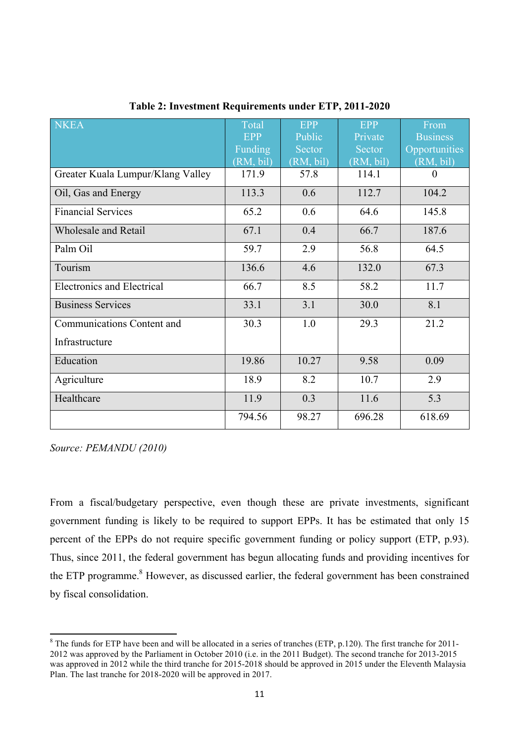**Table 2: Investment Requirements under ETP, 2011-2020**

| NKEA | Total EPP Funding (RM, bil) | EPP Public Sector (RM, bil) | EPP Private Sector (RM, bil) | From Business Opportunities (RM, bil) |
|---|---|---|---|---|
| Greater Kuala Lumpur/Klang Valley | 171.9 | 57.8 | 114.1 | 0 |
| Oil, Gas and Energy | 113.3 | 0.6 | 112.7 | 104.2 |
| Financial Services | 65.2 | 0.6 | 64.6 | 145.8 |
| Wholesale and Retail | 67.1 | 0.4 | 66.7 | 187.6 |
| Palm Oil | 59.7 | 2.9 | 56.8 | 64.5 |
| Tourism | 136.6 | 4.6 | 132.0 | 67.3 |
| Electronics and Electrical | 66.7 | 8.5 | 58.2 | 11.7 |
| Business Services | 33.1 | 3.1 | 30.0 | 8.1 |
| Communications Content and Infrastructure | 30.3 | 1.0 | 29.3 | 21.2 |
| Education | 19.86 | 10.27 | 9.58 | 0.09 |
| Agriculture | 18.9 | 8.2 | 10.7 | 2.9 |
| Healthcare | 11.9 | 0.3 | 11.6 | 5.3 |
| | 794.56 | 98.27 | 696.28 | 618.69 |

*Source: PEMANDU (2010)*

From a fiscal/budgetary perspective, even though these are private investments, significant government funding is likely to be required to support EPPs. It has be estimated that only 15 percent of the EPPs do not require specific government funding or policy support (ETP, p.93). Thus, since 2011, the federal government has begun allocating funds and providing incentives for the ETP programme.[8] However, as discussed earlier, the federal government has been constrained by fiscal consolidation.

---

[8] The funds for ETP have been and will be allocated in a series of tranches (ETP, p.120). The first tranche for 2011-2012 was approved by the Parliament in October 2010 (i.e. in the 2011 Budget). The second tranche for 2013-2015 was approved in 2012 while the third tranche for 2015-2018 should be approved in 2015 under the Eleventh Malaysia Plan. The last tranche for 2018-2020 will be approved in 2017.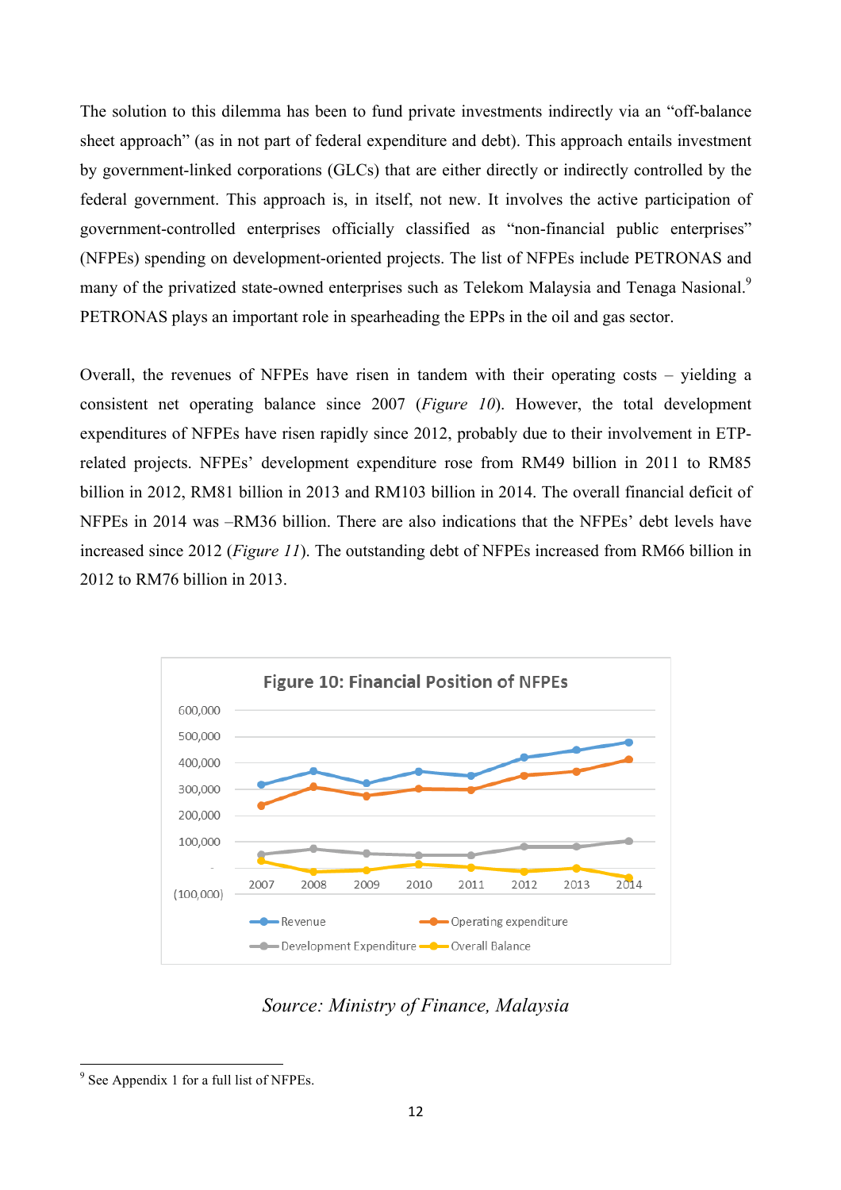The solution to this dilemma has been to fund private investments indirectly via an "off-balance sheet approach" (as in not part of federal expenditure and debt). This approach entails investment by government-linked corporations (GLCs) that are either directly or indirectly controlled by the federal government. This approach is, in itself, not new. It involves the active participation of government-controlled enterprises officially classified as "non-financial public enterprises" (NFPEs) spending on development-oriented projects. The list of NFPEs include PETRONAS and many of the privatized state-owned enterprises such as Telekom Malaysia and Tenaga Nasional.[9] PETRONAS plays an important role in spearheading the EPPs in the oil and gas sector.

Overall, the revenues of NFPEs have risen in tandem with their operating costs – yielding a consistent net operating balance since 2007 (*Figure 10*). However, the total development expenditures of NFPEs have risen rapidly since 2012, probably due to their involvement in ETP-related projects. NFPEs' development expenditure rose from RM49 billion in 2011 to RM85 billion in 2012, RM81 billion in 2013 and RM103 billion in 2014. The overall financial deficit of NFPEs in 2014 was –RM36 billion. There are also indications that the NFPEs' debt levels have increased since 2012 (*Figure 11*). The outstanding debt of NFPEs increased from RM66 billion in 2012 to RM76 billion in 2013.

**Figure 10: Financial Position of NFPEs**

*Source: Ministry of Finance, Malaysia*

---

[9] See Appendix 1 for a full list of NFPEs.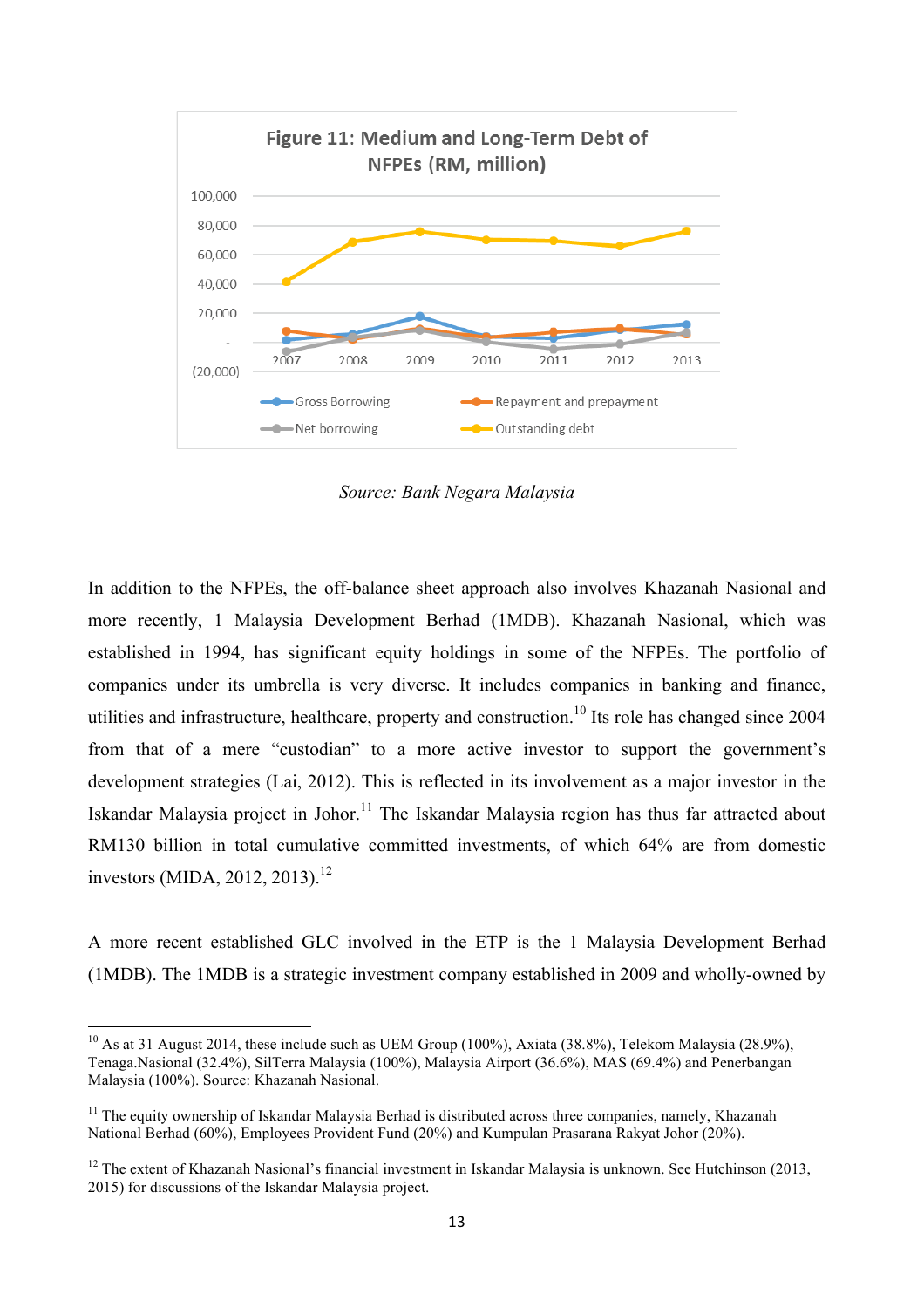Figure 11: Medium and Long-Term Debt of NFPEs (RM, million)

Source: Bank Negara Malaysia

In addition to the NFPEs, the off-balance sheet approach also involves Khazanah Nasional and more recently, 1 Malaysia Development Berhad (1MDB). Khazanah Nasional, which was established in 1994, has significant equity holdings in some of the NFPEs. The portfolio of companies under its umbrella is very diverse. It includes companies in banking and finance, utilities and infrastructure, healthcare, property and construction.[10] Its role has changed since 2004 from that of a mere "custodian" to a more active investor to support the government's development strategies (Lai, 2012). This is reflected in its involvement as a major investor in the Iskandar Malaysia project in Johor.[11] The Iskandar Malaysia region has thus far attracted about RM130 billion in total cumulative committed investments, of which 64% are from domestic investors (MIDA, 2012, 2013).[12]

A more recent established GLC involved in the ETP is the 1 Malaysia Development Berhad (1MDB). The 1MDB is a strategic investment company established in 2009 and wholly-owned by

---

[10] As at 31 August 2014, these include such as UEM Group (100%), Axiata (38.8%), Telekom Malaysia (28.9%), Tenaga.Nasional (32.4%), SilTerra Malaysia (100%), Malaysia Airport (36.6%), MAS (69.4%) and Penerbangan Malaysia (100%). Source: Khazanah Nasional.

[11] The equity ownership of Iskandar Malaysia Berhad is distributed across three companies, namely, Khazanah National Berhad (60%), Employees Provident Fund (20%) and Kumpulan Prasarana Rakyat Johor (20%).

[12] The extent of Khazanah Nasional's financial investment in Iskandar Malaysia is unknown. See Hutchinson (2013, 2015) for discussions of the Iskandar Malaysia project.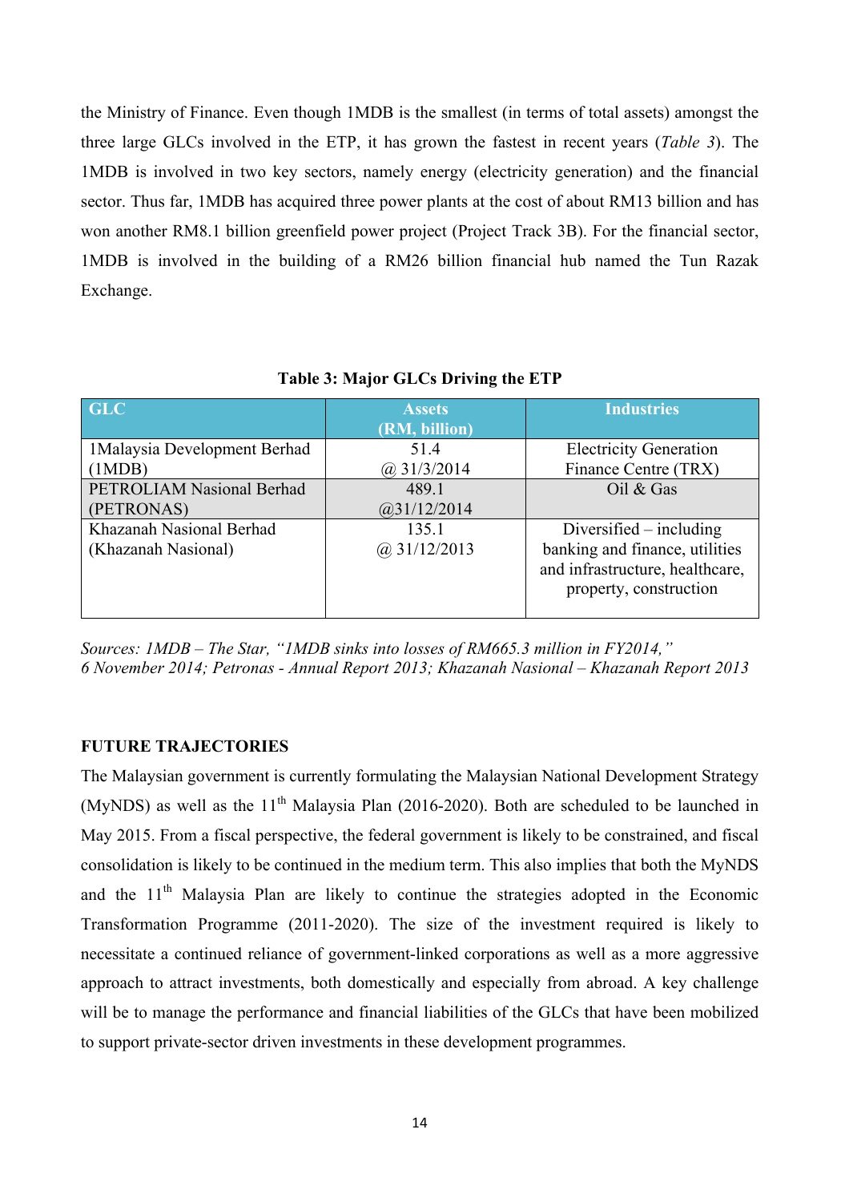the Ministry of Finance. Even though 1MDB is the smallest (in terms of total assets) amongst the three large GLCs involved in the ETP, it has grown the fastest in recent years (*Table 3*). The 1MDB is involved in two key sectors, namely energy (electricity generation) and the financial sector. Thus far, 1MDB has acquired three power plants at the cost of about RM13 billion and has won another RM8.1 billion greenfield power project (Project Track 3B). For the financial sector, 1MDB is involved in the building of a RM26 billion financial hub named the Tun Razak Exchange.

**Table 3: Major GLCs Driving the ETP**

| GLC | Assets (RM, billion) | Industries |
| --- | --- | --- |
| 1Malaysia Development Berhad (1MDB) | 51.4 @ 31/3/2014 | Electricity Generation Finance Centre (TRX) |
| PETROLIAM Nasional Berhad (PETRONAS) | 489.1 @31/12/2014 | Oil & Gas |
| Khazanah Nasional Berhad (Khazanah Nasional) | 135.1 @ 31/12/2013 | Diversified – including banking and finance, utilities and infrastructure, healthcare, property, construction |

*Sources: 1MDB – The Star, "1MDB sinks into losses of RM665.3 million in FY2014," 6 November 2014; Petronas - Annual Report 2013; Khazanah Nasional – Khazanah Report 2013*

## FUTURE TRAJECTORIES

The Malaysian government is currently formulating the Malaysian National Development Strategy (MyNDS) as well as the 11th Malaysia Plan (2016-2020). Both are scheduled to be launched in May 2015. From a fiscal perspective, the federal government is likely to be constrained, and fiscal consolidation is likely to be continued in the medium term. This also implies that both the MyNDS and the 11th Malaysia Plan are likely to continue the strategies adopted in the Economic Transformation Programme (2011-2020). The size of the investment required is likely to necessitate a continued reliance of government-linked corporations as well as a more aggressive approach to attract investments, both domestically and especially from abroad. A key challenge will be to manage the performance and financial liabilities of the GLCs that have been mobilized to support private-sector driven investments in these development programmes.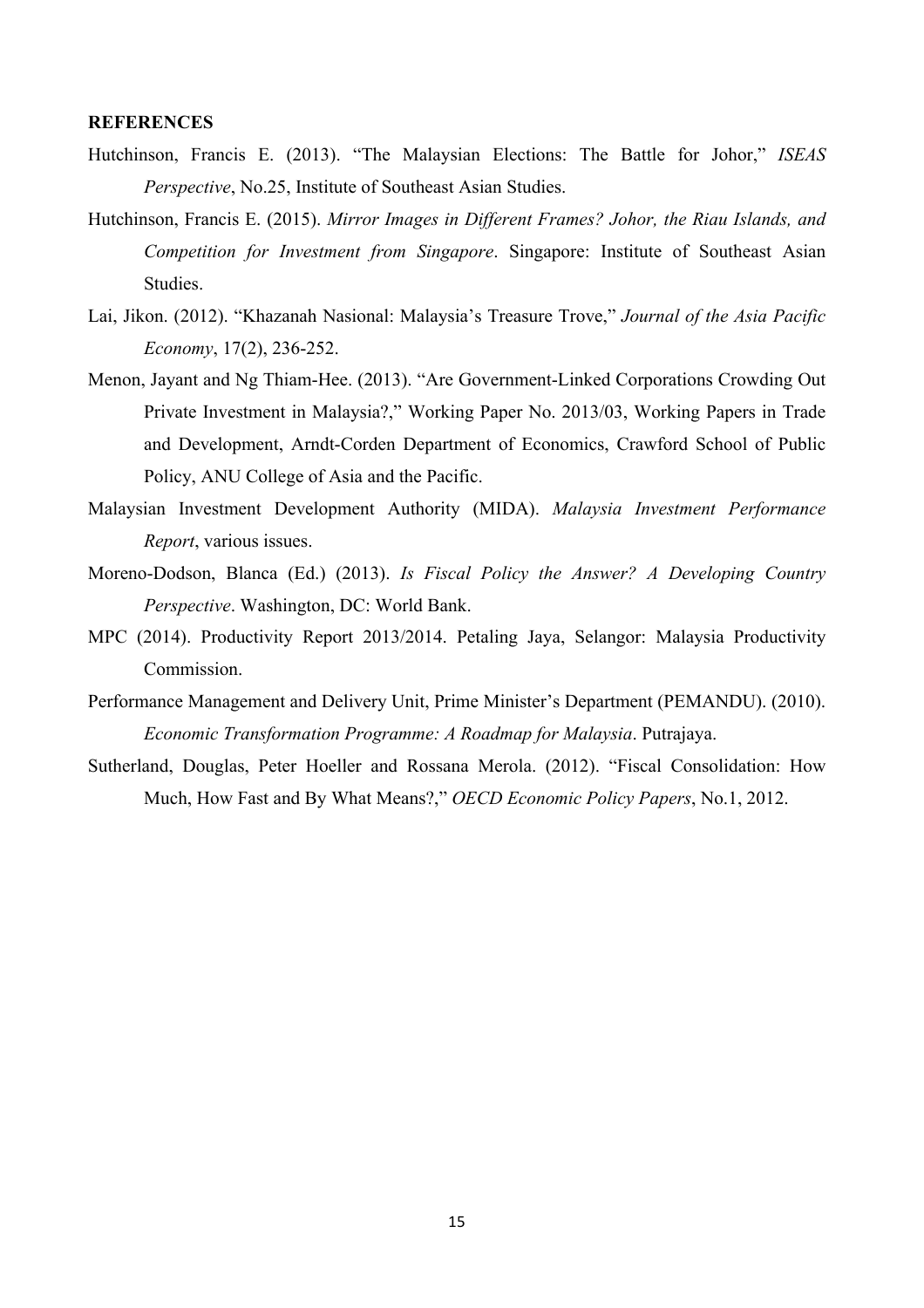**REFERENCES**

Hutchinson, Francis E. (2013). "The Malaysian Elections: The Battle for Johor," *ISEAS Perspective*, No.25, Institute of Southeast Asian Studies.

Hutchinson, Francis E. (2015). *Mirror Images in Different Frames? Johor, the Riau Islands, and Competition for Investment from Singapore*. Singapore: Institute of Southeast Asian Studies.

Lai, Jikon. (2012). "Khazanah Nasional: Malaysia's Treasure Trove," *Journal of the Asia Pacific Economy*, 17(2), 236-252.

Menon, Jayant and Ng Thiam-Hee. (2013). "Are Government-Linked Corporations Crowding Out Private Investment in Malaysia?," Working Paper No. 2013/03, Working Papers in Trade and Development, Arndt-Corden Department of Economics, Crawford School of Public Policy, ANU College of Asia and the Pacific.

Malaysian Investment Development Authority (MIDA). *Malaysia Investment Performance Report*, various issues.

Moreno-Dodson, Blanca (Ed.) (2013). *Is Fiscal Policy the Answer? A Developing Country Perspective*. Washington, DC: World Bank.

MPC (2014). Productivity Report 2013/2014. Petaling Jaya, Selangor: Malaysia Productivity Commission.

Performance Management and Delivery Unit, Prime Minister's Department (PEMANDU). (2010). *Economic Transformation Programme: A Roadmap for Malaysia*. Putrajaya.

Sutherland, Douglas, Peter Hoeller and Rossana Merola. (2012). "Fiscal Consolidation: How Much, How Fast and By What Means?," *OECD Economic Policy Papers*, No.1, 2012.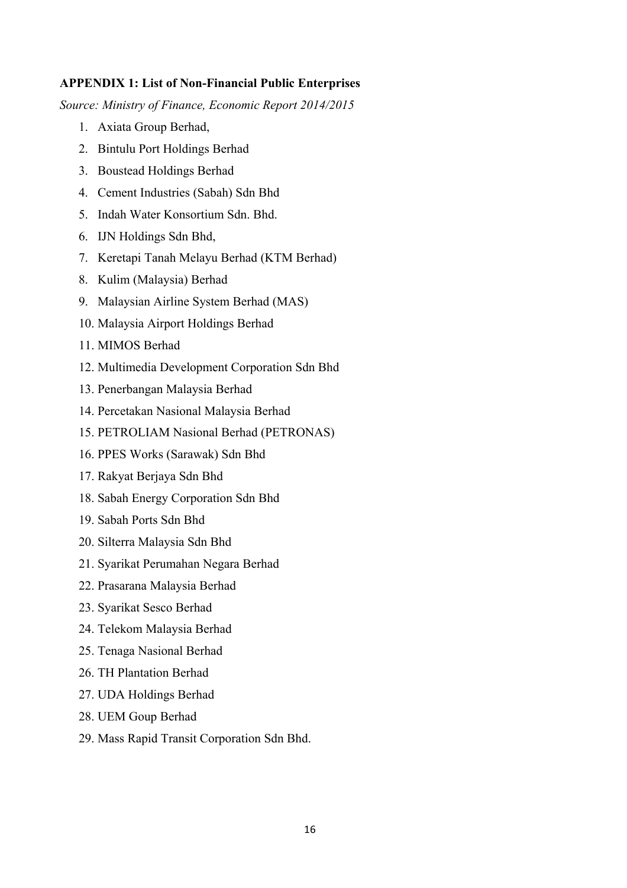**APPENDIX 1: List of Non-Financial Public Enterprises**

*Source: Ministry of Finance, Economic Report 2014/2015*

1. Axiata Group Berhad,
2. Bintulu Port Holdings Berhad
3. Boustead Holdings Berhad
4. Cement Industries (Sabah) Sdn Bhd
5. Indah Water Konsortium Sdn. Bhd.
6. IJN Holdings Sdn Bhd,
7. Keretapi Tanah Melayu Berhad (KTM Berhad)
8. Kulim (Malaysia) Berhad
9. Malaysian Airline System Berhad (MAS)
10. Malaysia Airport Holdings Berhad
11. MIMOS Berhad
12. Multimedia Development Corporation Sdn Bhd
13. Penerbangan Malaysia Berhad
14. Percetakan Nasional Malaysia Berhad
15. PETROLIAM Nasional Berhad (PETRONAS)
16. PPES Works (Sarawak) Sdn Bhd
17. Rakyat Berjaya Sdn Bhd
18. Sabah Energy Corporation Sdn Bhd
19. Sabah Ports Sdn Bhd
20. Silterra Malaysia Sdn Bhd
21. Syarikat Perumahan Negara Berhad
22. Prasarana Malaysia Berhad
23. Syarikat Sesco Berhad
24. Telekom Malaysia Berhad
25. Tenaga Nasional Berhad
26. TH Plantation Berhad
27. UDA Holdings Berhad
28. UEM Goup Berhad
29. Mass Rapid Transit Corporation Sdn Bhd.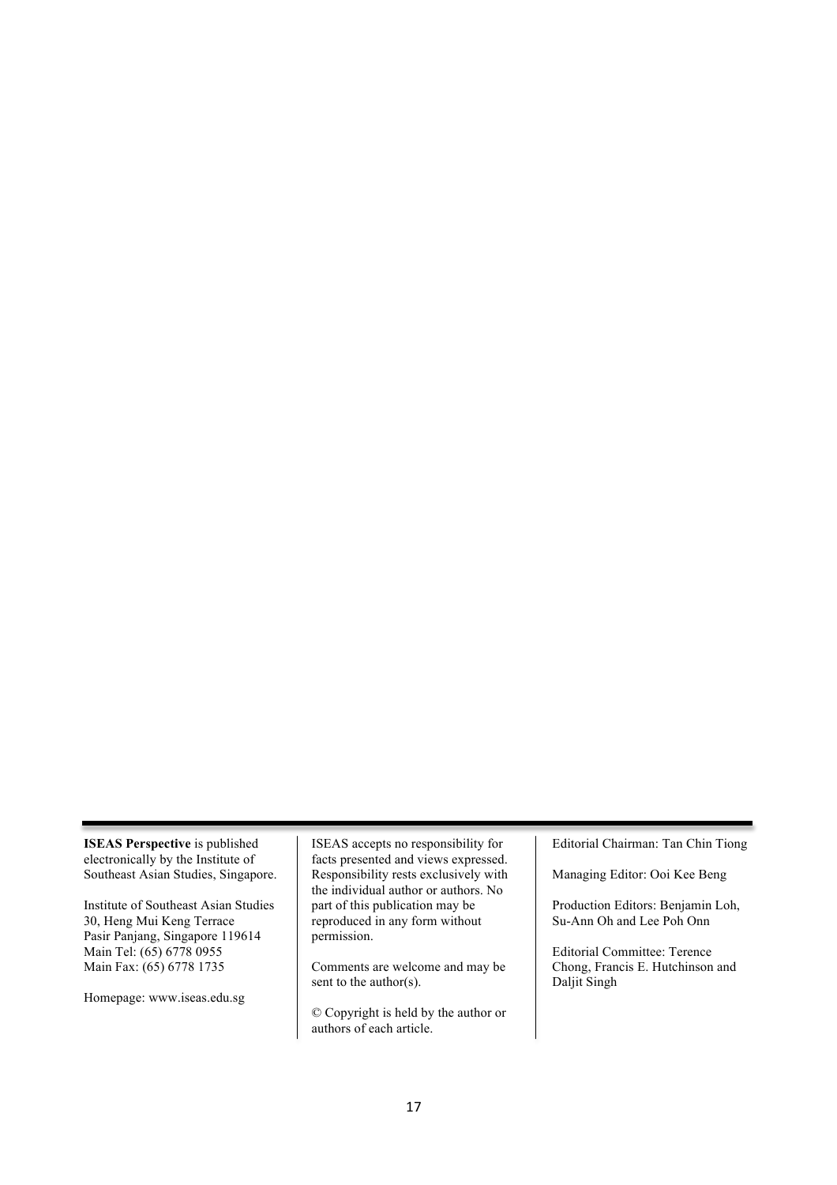**ISEAS Perspective** is published electronically by the Institute of Southeast Asian Studies, Singapore.

Institute of Southeast Asian Studies
30, Heng Mui Keng Terrace
Pasir Panjang, Singapore 119614
Main Tel: (65) 6778 0955
Main Fax: (65) 6778 1735

Homepage: www.iseas.edu.sg

ISEAS accepts no responsibility for facts presented and views expressed. Responsibility rests exclusively with the individual author or authors. No part of this publication may be reproduced in any form without permission.

Comments are welcome and may be sent to the author(s).

© Copyright is held by the author or authors of each article.

Editorial Chairman: Tan Chin Tiong

Managing Editor: Ooi Kee Beng

Production Editors: Benjamin Loh, Su-Ann Oh and Lee Poh Onn

Editorial Committee: Terence Chong, Francis E. Hutchinson and Daljit Singh